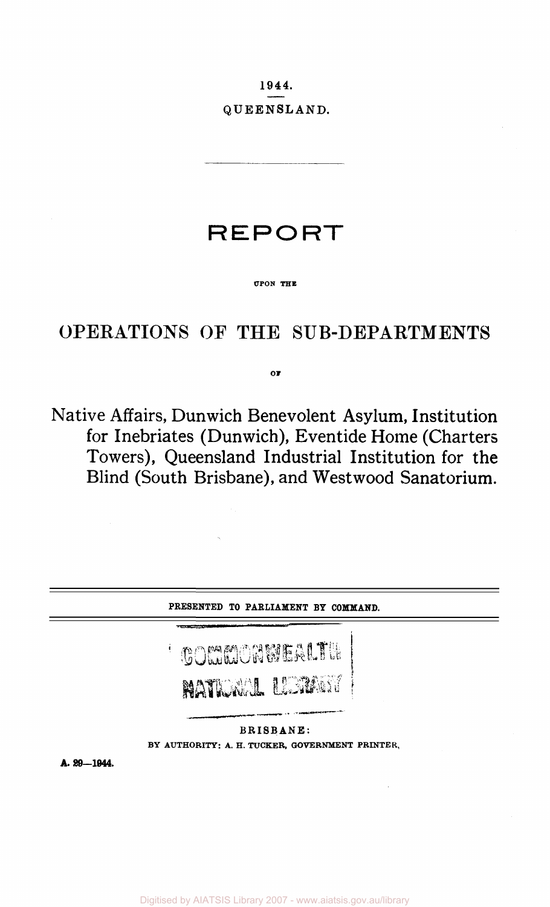1944.

QUEENSLAND.

# REPORT

UPON THE

## OPERATIONS OF THE SUB-DEPARTMENTS

OF

## Native Affairs, Dunwich Benevolent Asylum, Institution for Inebriates (Dunwich), Eventide Home (Charters Towers), Queensland Industrial Institution for the Blind (South Brisbane), and Westwood Sanatorium.

PRESENTED TO PARLIAMENT BY COMMAND.

COMMONWEALTH NATIONAL LIBRARY

BRISBANE:
BY AUTHORITY: A. H. TUCKER, GOVERNMENT PRINTER.

A. 29—1944.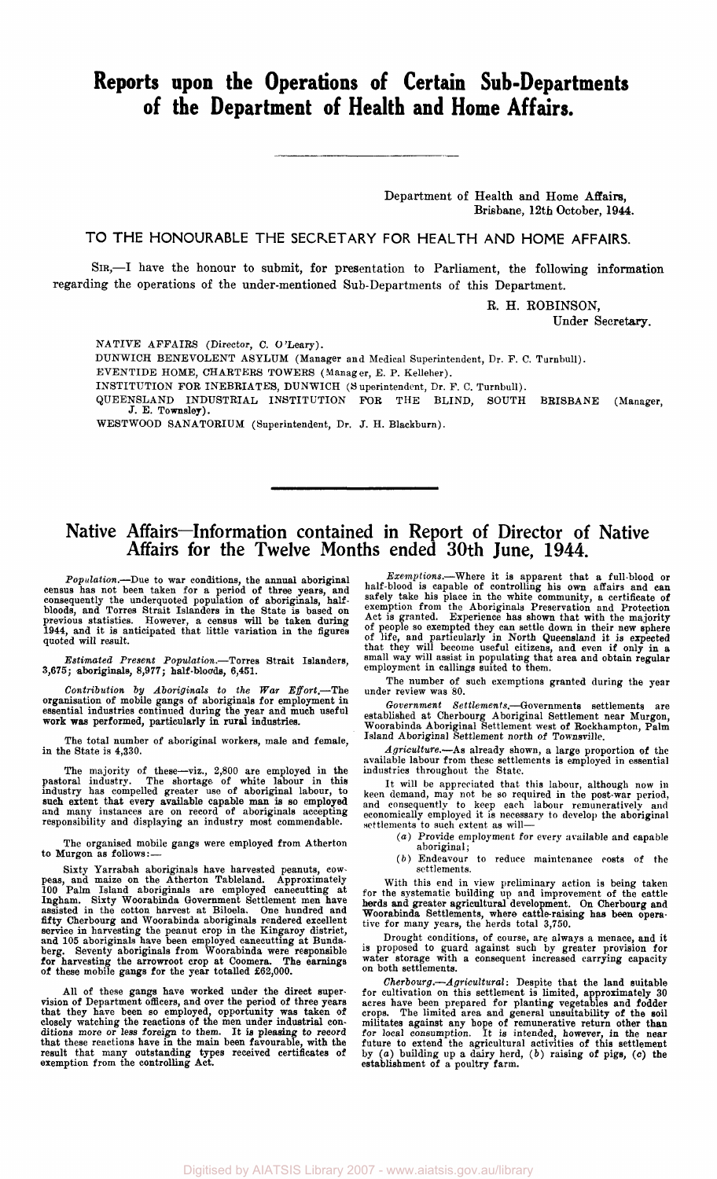# Reports upon the Operations of Certain Sub-Departments of the Department of Health and Home Affairs.

Department of Health and Home Affairs,
Brisbane, 12th October, 1944.

TO THE HONOURABLE THE SECRETARY FOR HEALTH AND HOME AFFAIRS.

SIR,—I have the honour to submit, for presentation to Parliament, the following information regarding the operations of the under-mentioned Sub-Departments of this Department.

R. H. ROBINSON,
Under Secretary.

NATIVE AFFAIRS (Director, C. O'Leary).
DUNWICH BENEVOLENT ASYLUM (Manager and Medical Superintendent, Dr. F. C. Turnbull).
EVENTIDE HOME, CHARTERS TOWERS (Manager, E. P. Kelleher).
INSTITUTION FOR INEBRIATES, DUNWICH (Superintendent, Dr. F. C. Turnbull).
QUEENSLAND INDUSTRIAL INSTITUTION FOR THE BLIND, SOUTH BRISBANE (Manager, J. E. Townsley).
WESTWOOD SANATORIUM (Superintendent, Dr. J. H. Blackburn).

## Native Affairs—Information contained in Report of Director of Native Affairs for the Twelve Months ended 30th June, 1944.

*Population.*—Due to war conditions, the annual aboriginal census has not been taken for a period of three years, and consequently the underquoted population of aboriginals, half-bloods, and Torres Strait Islanders in the State is based on previous statistics. However, a census will be taken during 1944, and it is anticipated that little variation in the figures quoted will result.

*Estimated Present Population.*—Torres Strait Islanders, 3,675; aboriginals, 8,977; half-bloods, 6,451.

*Contribution by Aboriginals to the War Effort.*—The organisation of mobile gangs of aboriginals for employment in essential industries continued during the year and much useful work was performed, particularly in rural industries.

The total number of aboriginal workers, male and female, in the State is 4,330.

The majority of these—viz., 2,800 are employed in the pastoral industry. The shortage of white labour in this industry has compelled greater use of aboriginal labour, to such extent that every available capable man is so employed and many instances are on record of aboriginals accepting responsibility and displaying an industry most commendable.

The organised mobile gangs were employed from Atherton to Murgon as follows:—

Sixty Yarrabah aboriginals have harvested peanuts, cow-peas, and maize on the Atherton Tableland. Approximately 100 Palm Island aboriginals are employed canecutting at Ingham. Sixty Woorabinda Government Settlement men have assisted in the cotton harvest at Biloela. One hundred and fifty Cherbourg and Woorabinda aboriginals rendered excellent service in harvesting the peanut crop in the Kingaroy district, and 105 aboriginals have been employed canecutting at Bundaberg. Seventy aboriginals from Woorabinda were responsible for harvesting the arrowroot crop at Coomera. The earnings of these mobile gangs for the year totalled £62,000.

All of these gangs have worked under the direct supervision of Department officers, and over the period of three years that they have been so employed, opportunity was taken of closely watching the reactions of the men under industrial conditions more or less foreign to them. *It is pleasing to record that these reactions have in the main been favourable, with the result that many outstanding types received certificates of exemption from the controlling Act.*

*Exemptions.*—Where it is apparent that a full-blood or half-blood is capable of controlling his own affairs and can safely take his place in the white community, a certificate of exemption from the Aboriginals Preservation and Protection Act is granted. Experience has shown that with the majority of people so exempted they can settle down in their new sphere of life, and particularly in North Queensland it is expected that they will become useful citizens, and even if only in a small way will assist in populating that area and obtain regular employment in callings suited to them.

The number of such exemptions granted during the year under review was 80.

*Government Settlements.*—Governments settlements are established at Cherbourg Aboriginal Settlement near Murgon, Woorabinda Aboriginal Settlement west of Rockhampton, Palm Island Aboriginal Settlement north of Townsville.

*Agriculture.*—As already shown, a large proportion of the available labour from these settlements is employed in essential industries throughout the State.

It will be appreciated that this labour, although now in keen demand, may not be so required in the post-war period, and consequently to keep each labour remuneratively and economically employed it is necessary to develop the aboriginal settlements to such extent as will—

(*a*) Provide employment for every available and capable aboriginal;

(*b*) Endeavour to reduce maintenance costs of the settlements.

With this end in view preliminary action is being taken for the systematic building up and improvement of the cattle herds and greater agricultural development. On Cherbourg and Woorabinda Settlements, where cattle-raising has been operative for many years, the herds total 3,750.

Drought conditions, of course, are always a menace, and it is proposed to guard against such by greater provision for water storage with a consequent increased carrying capacity on both settlements.

*Cherbourg.—Agricultural*: Despite that the land suitable for cultivation on this settlement is limited, approximately 30 acres have been prepared for planting vegetables and fodder crops. The limited area and general unsuitability of the soil militates against any hope of remunerative return other than for local consumption. It is intended, however, in the near future to extend the agricultural activities of this settlement by (*a*) building up a dairy herd, (*b*) raising of pigs, (*c*) the establishment of a poultry farm.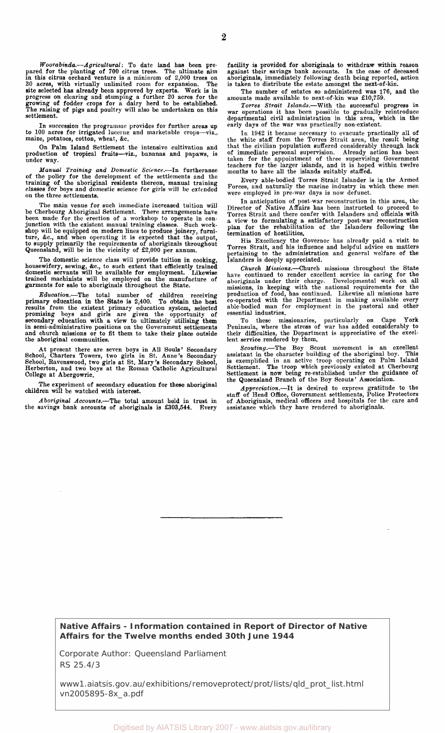*Woorabinda.—Agricultural*: To date land has been prepared for the planting of 700 citrus trees. The ultimate aim in this citrus orchard venture is a minimum of 2,000 trees on 30 acres, with virtually unlimited room for expansion. The site selected has already been approved by experts. Work is in progress on clearing and stumping a further 20 acres for the growing of fodder crops for a dairy herd to be established. The raising of pigs and poultry will also be undertaken on this settlement.

In succession the programme provides for further areas up to 100 acres for irrigated lucerne and marketable crops—viz., maize, potatoes, cotton, wheat, &c.

On Palm Island Settlement the intensive cultivation and production of tropical fruits—viz., bananas and papaws, is under way.

*Manual Training and Domestic Science.*—In furtherance of the policy for the development of the settlements and the training of the aboriginal residents thereon, manual training classes for boys and domestic science for girls will be extended on the three settlements.

The main venue for such immediate increased tuition will be Cherbourg Aboriginal Settlement. There arrangements have been made for the erection of a workshop to operate in conjunction with the existent manual training classes. Such workshop will be equipped on modern lines to produce joinery, furniture, &c., and when operating it is expected that the output, to supply primarily the requirements of aboriginals throughout Queensland, will be in the vicinity of £2,000 per annum.

The domestic science class will provide tuition in cooking, housewifery, sewing, &c., to such extent that efficiently trained domestic servants will be available for employment. Likewise trained machinists will be employed on the manufacture of garments for sale to aboriginals throughout the State.

*Education.*—The total number of children receiving primary education in the State is 2,400. To obtain the best results from the existent primary education system, selected promising boys and girls are given the opportunity of secondary education with a view to ultimately utilising them in semi-administrative positions on the Government settlements and church missions or to fit them to take their place outside the aboriginal communities.

At present there are seven boys in All Souls' Secondary School, Charters Towers, two girls in St. Anne's Secondary School, Ravenswood, two girls at St. Mary's Secondary School, Herberton, and two boys at the Roman Catholic Agricultural College at Abergowrie.

The experiment of secondary education for these aboriginal children will be watched with interest.

*Aboriginal Accounts.*—The total amount held in trust in the savings bank accounts of aboriginals is £303,544. Every facility is provided for aboriginals to withdraw within reason against their savings bank accounts. In the case of deceased aboriginals, immediately following death being reported, action is taken to distribute the estate amongst the next-of-kin.

The number of estates so administered was 176, and the amounts made available to next-of-kin was £10,759.

*Torres Strait Islands.*—With the successful progress in war operations it has been possible to gradually reintroduce departmental civil administration in this area, which in the early days of the war was practically non-existent.

In 1942 it became necessary to evacuate practically all of the white staff from the Torres Strait area, the result being that the civilian population suffered considerably through lack of immediate personal supervision. Already action has been taken for the appointment of three supervising Government teachers for the larger islands, and it is hoped within twelve months to have all the islands suitably staffed.

Every able-bodied Torres Strait Islander is in the Armed Forces, and naturally the marine industry in which these men were employed in pre-war days is now defunct.

In anticipation of post-war reconstruction in this area, the Director of Native Affairs has been instructed to proceed to Torres Strait and there confer with Islanders and officials with a view to formulating a satisfactory post-war reconstruction plan for the rehabilitation of the Islanders following the termination of hostilities.

His Excellency the Governor has already paid a visit to Torres Strait, and his influence and helpful advice on matters pertaining to the administration and general welfare of the Islanders is deeply appreciated.

*Church Missions.*—Church missions throughout the State have continued to render excellent service in caring for the aboriginals under their charge. Developmental work on all missions, in keeping with the national requirements for the production of food, has continued. Likewise all missions have co-operated with the Department in making available every able-bodied man for employment in the pastoral and other essential industries.

To these missionaries, particularly on Cape York Peninsula, where the stress of war has added considerably to their difficulties, the Department is appreciative of the excellent service rendered by them.

*Scouting.*—The Boy Scout movement is an excellent assistant in the character building of the aboriginal boy. This is exemplified in an active troop operating on Palm Island Settlement. The troop which previously existed at Cherbourg Settlement is now being re-established under the guidance of the Queensland Branch of the Boy Scouts' Association.

*Appreciation.*—It is desired to express gratitude to the staff of Head Office, Government settlements, Police Protectors of Aboriginals, medical officers and hospitals for the care and assistance which they have rendered to aboriginals.

---

**Native Affairs - Information contained in Report of Director of Native Affairs for the Twelve months ended 30th June 1944**

Corporate Author: Queensland Parliament
RS 25.4/3

www1.aiatsis.gov.au/exhibitions/removeprotect/prot/lists/qld_prot_list.html
vn2005895-8x_a.pdf